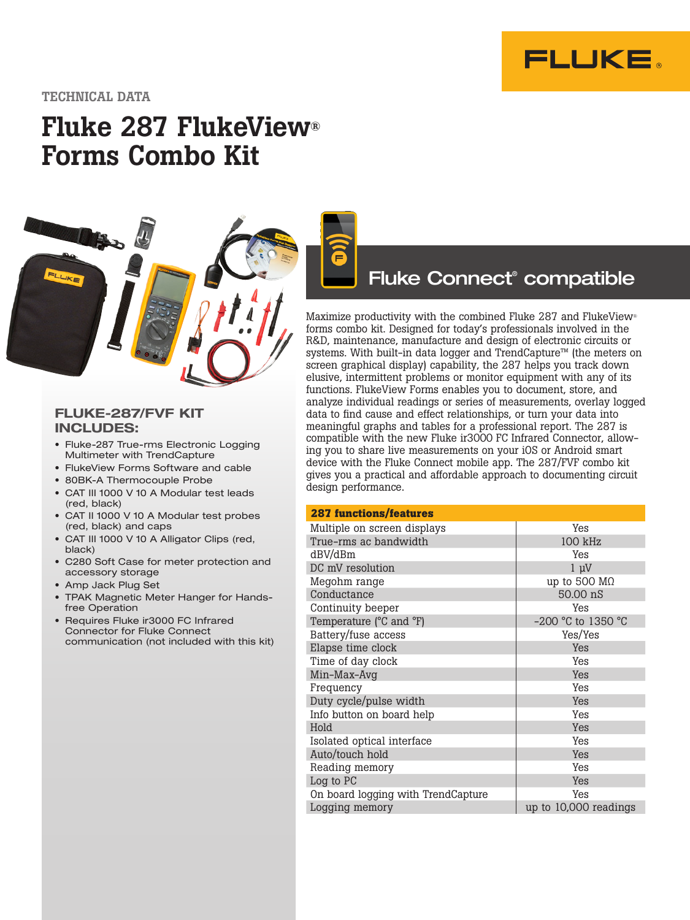TECHNICAL DATA

# Fluke 287 FlukeView® Forms Combo Kit

## FLUKE-287/FVF KIT INCLUDES:

- Fluke-287 True-rms Electronic Logging Multimeter with TrendCapture
- FlukeView Forms Software and cable
- 80BK-A Thermocouple Probe
- CAT III 1000 V 10 A Modular test leads (red, black)
- CAT II 1000 V 10 A Modular test probes (red, black) and caps
- CAT III 1000 V 10 A Alligator Clips (red, black)
- C280 Soft Case for meter protection and accessory storage
- Amp Jack Plug Set
- TPAK Magnetic Meter Hanger for Hands-free Operation
- Requires Fluke ir3000 FC Infrared Connector for Fluke Connect communication (not included with this kit)

## Fluke Connect® compatible

Maximize productivity with the combined Fluke 287 and FlukeView® forms combo kit. Designed for today's professionals involved in the R&D, maintenance, manufacture and design of electronic circuits or systems. With built-in data logger and TrendCapture™ (the meters on screen graphical display) capability, the 287 helps you track down elusive, intermittent problems or monitor equipment with any of its functions. FlukeView Forms enables you to document, store, and analyze individual readings or series of measurements, overlay logged data to find cause and effect relationships, or turn your data into meaningful graphs and tables for a professional report. The 287 is compatible with the new Fluke ir3000 FC Infrared Connector, allowing you to share live measurements on your iOS or Android smart device with the Fluke Connect mobile app. The 287/FVF combo kit gives you a practical and affordable approach to documenting circuit design performance.

| 287 functions/features | |
|---|---|
| Multiple on screen displays | Yes |
| True-rms ac bandwidth | 100 kHz |
| dBV/dBm | Yes |
| DC mV resolution | 1 µV |
| Megohm range | up to 500 MΩ |
| Conductance | 50.00 nS |
| Continuity beeper | Yes |
| Temperature (°C and °F) | -200 °C to 1350 °C |
| Battery/fuse access | Yes/Yes |
| Elapse time clock | Yes |
| Time of day clock | Yes |
| Min-Max-Avg | Yes |
| Frequency | Yes |
| Duty cycle/pulse width | Yes |
| Info button on board help | Yes |
| Hold | Yes |
| Isolated optical interface | Yes |
| Auto/touch hold | Yes |
| Reading memory | Yes |
| Log to PC | Yes |
| On board logging with TrendCapture | Yes |
| Logging memory | up to 10,000 readings |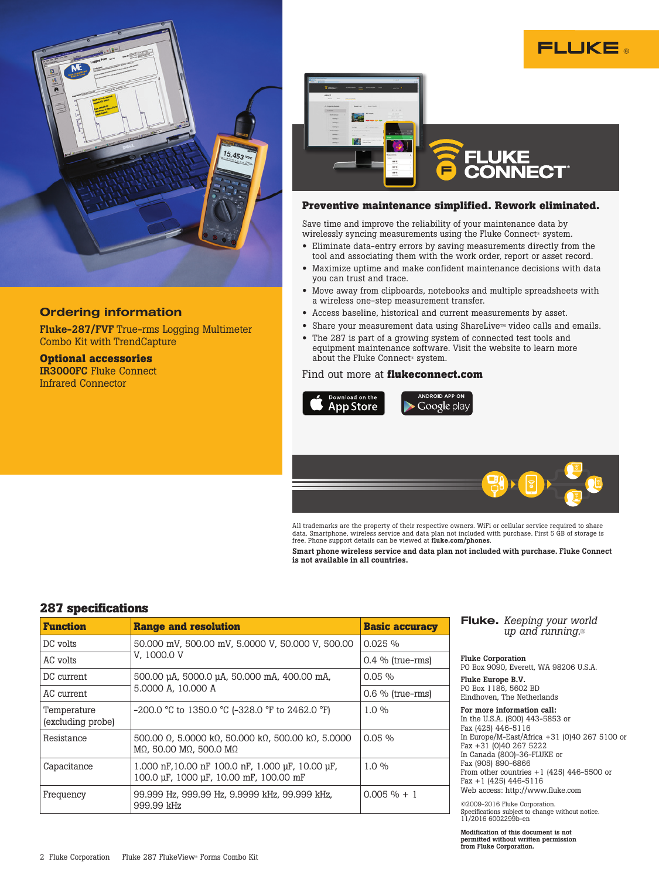## Ordering information

**Fluke-287/FVF** True-rms Logging Multimeter Combo Kit with TrendCapture

**Optional accessories**

**IR3000FC** Fluke Connect Infrared Connector

FLUKE CONNECT

## Preventive maintenance simplified. Rework eliminated.

Save time and improve the reliability of your maintenance data by wirelessly syncing measurements using the Fluke Connect® system.

- Eliminate data-entry errors by saving measurements directly from the tool and associating them with the work order, report or asset record.
- Maximize uptime and make confident maintenance decisions with data you can trust and trace.
- Move away from clipboards, notebooks and multiple spreadsheets with a wireless one-step measurement transfer.
- Access baseline, historical and current measurements by asset.
- Share your measurement data using ShareLive™ video calls and emails.
- The 287 is part of a growing system of connected test tools and equipment maintenance software. Visit the website to learn more about the Fluke Connect® system.

Find out more at **flukeconnect.com**

Download on the App Store

ANDROID APP ON Google play

All trademarks are the property of their respective owners. WiFi or cellular service required to share data. Smartphone, wireless service and data plan not included with purchase. First 5 GB of storage is free. Phone support details can be viewed at **fluke.com/phones**.

**Smart phone wireless service and data plan not included with purchase. Fluke Connect is not available in all countries.**

## 287 specifications

| Function | Range and resolution | Basic accuracy |
|---|---|---|
| DC volts | 50.000 mV, 500.00 mV, 5.0000 V, 50.000 V, 500.00 V, 1000.0 V | 0.025 % |
| AC volts | | 0.4 % (true-rms) |
| DC current | 500.00 µA, 5000.0 µA, 50.000 mA, 400.00 mA, 5.0000 A, 10.000 A | 0.05 % |
| AC current | | 0.6 % (true-rms) |
| Temperature (excluding probe) | -200.0 °C to 1350.0 °C (-328.0 °F to 2462.0 °F) | 1.0 % |
| Resistance | 500.00 Ω, 5.0000 kΩ, 50.000 kΩ, 500.00 kΩ, 5.0000 MΩ, 50.00 MΩ, 500.0 MΩ | 0.05 % |
| Capacitance | 1.000 nF,10.00 nF 100.0 nF, 1.000 µF, 10.00 µF, 100.0 µF, 1000 µF, 10.00 mF, 100.00 mF | 1.0 % |
| Frequency | 99.999 Hz, 999.99 Hz, 9.9999 kHz, 99.999 kHz, 999.99 kHz | 0.005 % + 1 |

**Fluke.** *Keeping your world up and running.®*

**Fluke Corporation**
PO Box 9090, Everett, WA 98206 U.S.A.

**Fluke Europe B.V.**
PO Box 1186, 5602 BD
Eindhoven, The Netherlands

**For more information call:**
In the U.S.A. (800) 443-5853 or
Fax (425) 446-5116
In Europe/M-East/Africa +31 (0)40 267 5100 or
Fax +31 (0)40 267 5222
In Canada (800)-36-FLUKE or
Fax (905) 890-6866
From other countries +1 (425) 446-5500 or
Fax +1 (425) 446-5116
Web access: http://www.fluke.com

©2009-2016 Fluke Corporation.
Specifications subject to change without notice.
11/2016 6002299b-en

**Modification of this document is not permitted without written permission from Fluke Corporation.**